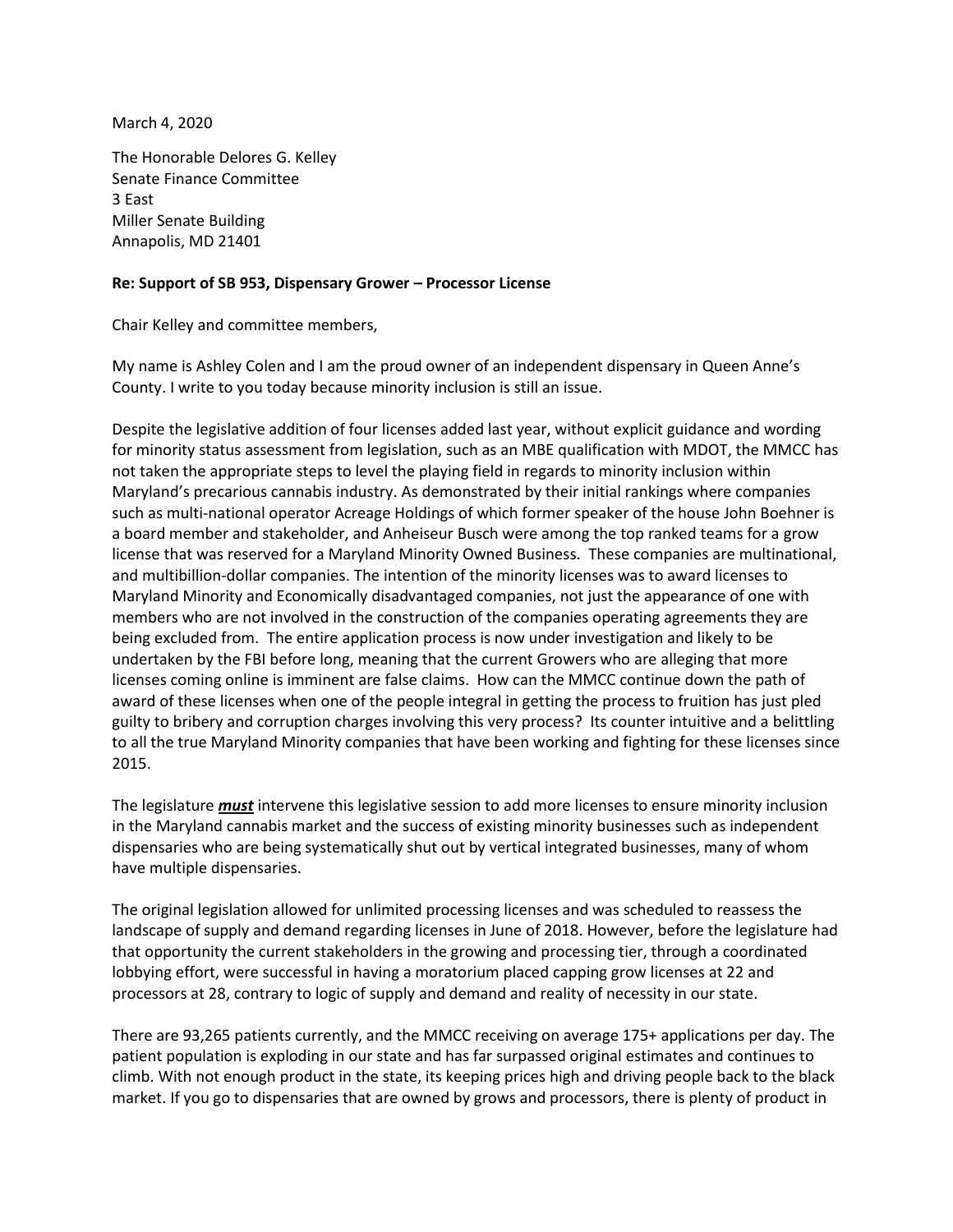March 4, 2020

The Honorable Delores G. Kelley
Senate Finance Committee
3 East
Miller Senate Building
Annapolis, MD 21401

**Re: Support of SB 953, Dispensary Grower – Processor License**

Chair Kelley and committee members,

My name is Ashley Colen and I am the proud owner of an independent dispensary in Queen Anne's County. I write to you today because minority inclusion is still an issue.

Despite the legislative addition of four licenses added last year, without explicit guidance and wording for minority status assessment from legislation, such as an MBE qualification with MDOT, the MMCC has not taken the appropriate steps to level the playing field in regards to minority inclusion within Maryland's precarious cannabis industry. As demonstrated by their initial rankings where companies such as multi-national operator Acreage Holdings of which former speaker of the house John Boehner is a board member and stakeholder, and Anheiseur Busch were among the top ranked teams for a grow license that was reserved for a Maryland Minority Owned Business. These companies are multinational, and multibillion-dollar companies. The intention of the minority licenses was to award licenses to Maryland Minority and Economically disadvantaged companies, not just the appearance of one with members who are not involved in the construction of the companies operating agreements they are being excluded from. The entire application process is now under investigation and likely to be undertaken by the FBI before long, meaning that the current Growers who are alleging that more licenses coming online is imminent are false claims. How can the MMCC continue down the path of award of these licenses when one of the people integral in getting the process to fruition has just pled guilty to bribery and corruption charges involving this very process? Its counter intuitive and a belittling to all the true Maryland Minority companies that have been working and fighting for these licenses since 2015.

The legislature ***<u>must</u>*** intervene this legislative session to add more licenses to ensure minority inclusion in the Maryland cannabis market and the success of existing minority businesses such as independent dispensaries who are being systematically shut out by vertical integrated businesses, many of whom have multiple dispensaries.

The original legislation allowed for unlimited processing licenses and was scheduled to reassess the landscape of supply and demand regarding licenses in June of 2018. However, before the legislature had that opportunity the current stakeholders in the growing and processing tier, through a coordinated lobbying effort, were successful in having a moratorium placed capping grow licenses at 22 and processors at 28, contrary to logic of supply and demand and reality of necessity in our state.

There are 93,265 patients currently, and the MMCC receiving on average 175+ applications per day. The patient population is exploding in our state and has far surpassed original estimates and continues to climb. With not enough product in the state, its keeping prices high and driving people back to the black market. If you go to dispensaries that are owned by grows and processors, there is plenty of product in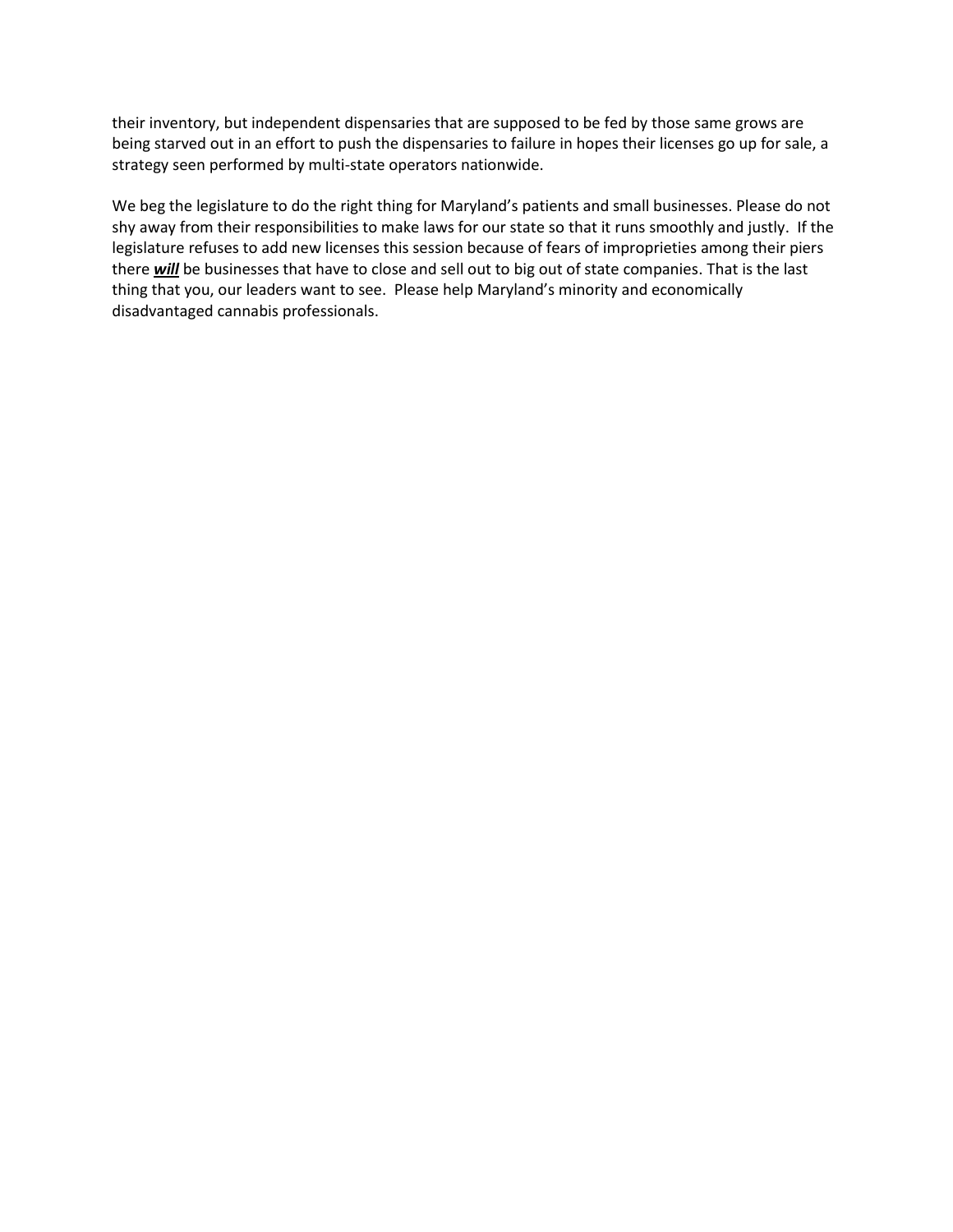their inventory, but independent dispensaries that are supposed to be fed by those same grows are being starved out in an effort to push the dispensaries to failure in hopes their licenses go up for sale, a strategy seen performed by multi-state operators nationwide.

We beg the legislature to do the right thing for Maryland's patients and small businesses. Please do not shy away from their responsibilities to make laws for our state so that it runs smoothly and justly. If the legislature refuses to add new licenses this session because of fears of improprieties among their piers there <u>***will***</u> be businesses that have to close and sell out to big out of state companies. That is the last thing that you, our leaders want to see. Please help Maryland's minority and economically disadvantaged cannabis professionals.